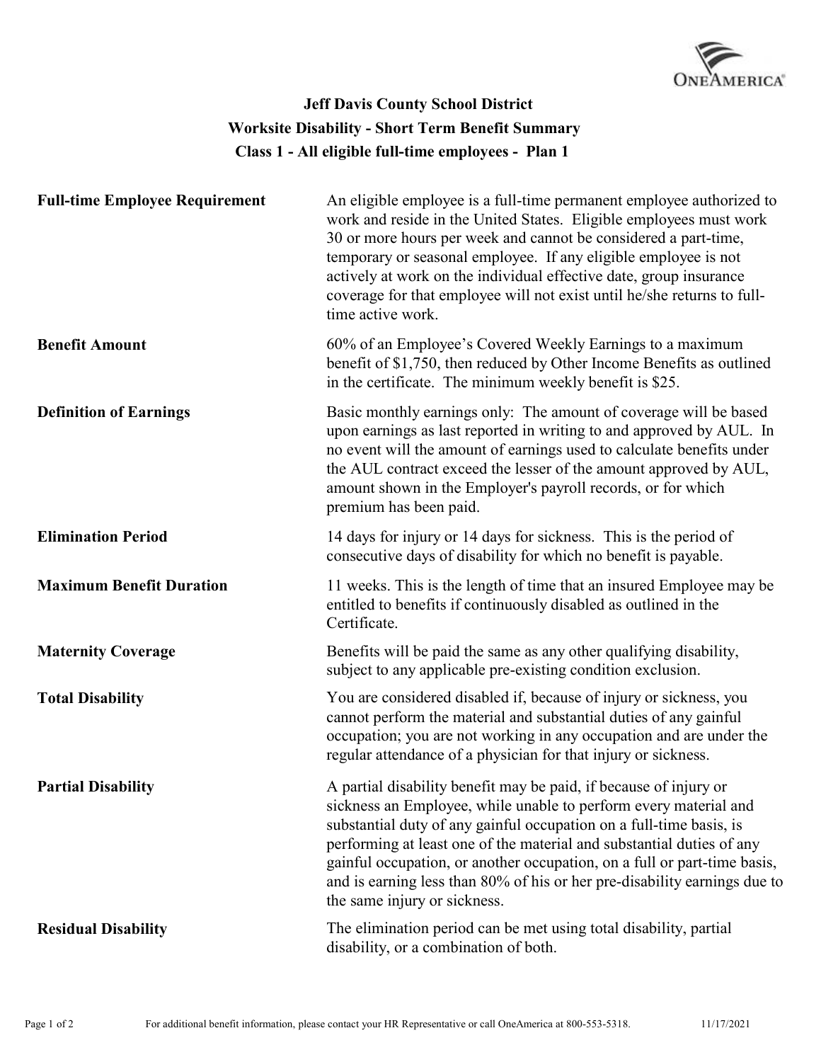# Jeff Davis County School District
## Worksite Disability - Short Term Benefit Summary
### Class 1 - All eligible full-time employees - Plan 1

| | |
|---|---|
| **Full-time Employee Requirement** | An eligible employee is a full-time permanent employee authorized to work and reside in the United States. Eligible employees must work 30 or more hours per week and cannot be considered a part-time, temporary or seasonal employee. If any eligible employee is not actively at work on the individual effective date, group insurance coverage for that employee will not exist until he/she returns to full-time active work. |
| **Benefit Amount** | 60% of an Employee's Covered Weekly Earnings to a maximum benefit of $1,750, then reduced by Other Income Benefits as outlined in the certificate. The minimum weekly benefit is $25. |
| **Definition of Earnings** | Basic monthly earnings only: The amount of coverage will be based upon earnings as last reported in writing to and approved by AUL. In no event will the amount of earnings used to calculate benefits under the AUL contract exceed the lesser of the amount approved by AUL, amount shown in the Employer's payroll records, or for which premium has been paid. |
| **Elimination Period** | 14 days for injury or 14 days for sickness. This is the period of consecutive days of disability for which no benefit is payable. |
| **Maximum Benefit Duration** | 11 weeks. This is the length of time that an insured Employee may be entitled to benefits if continuously disabled as outlined in the Certificate. |
| **Maternity Coverage** | Benefits will be paid the same as any other qualifying disability, subject to any applicable pre-existing condition exclusion. |
| **Total Disability** | You are considered disabled if, because of injury or sickness, you cannot perform the material and substantial duties of any gainful occupation; you are not working in any occupation and are under the regular attendance of a physician for that injury or sickness. |
| **Partial Disability** | A partial disability benefit may be paid, if because of injury or sickness an Employee, while unable to perform every material and substantial duty of any gainful occupation on a full-time basis, is performing at least one of the material and substantial duties of any gainful occupation, or another occupation, on a full or part-time basis, and is earning less than 80% of his or her pre-disability earnings due to the same injury or sickness. |
| **Residual Disability** | The elimination period can be met using total disability, partial disability, or a combination of both. |

For additional benefit information, please contact your HR Representative or call OneAmerica at 800-553-5318.

11/17/2021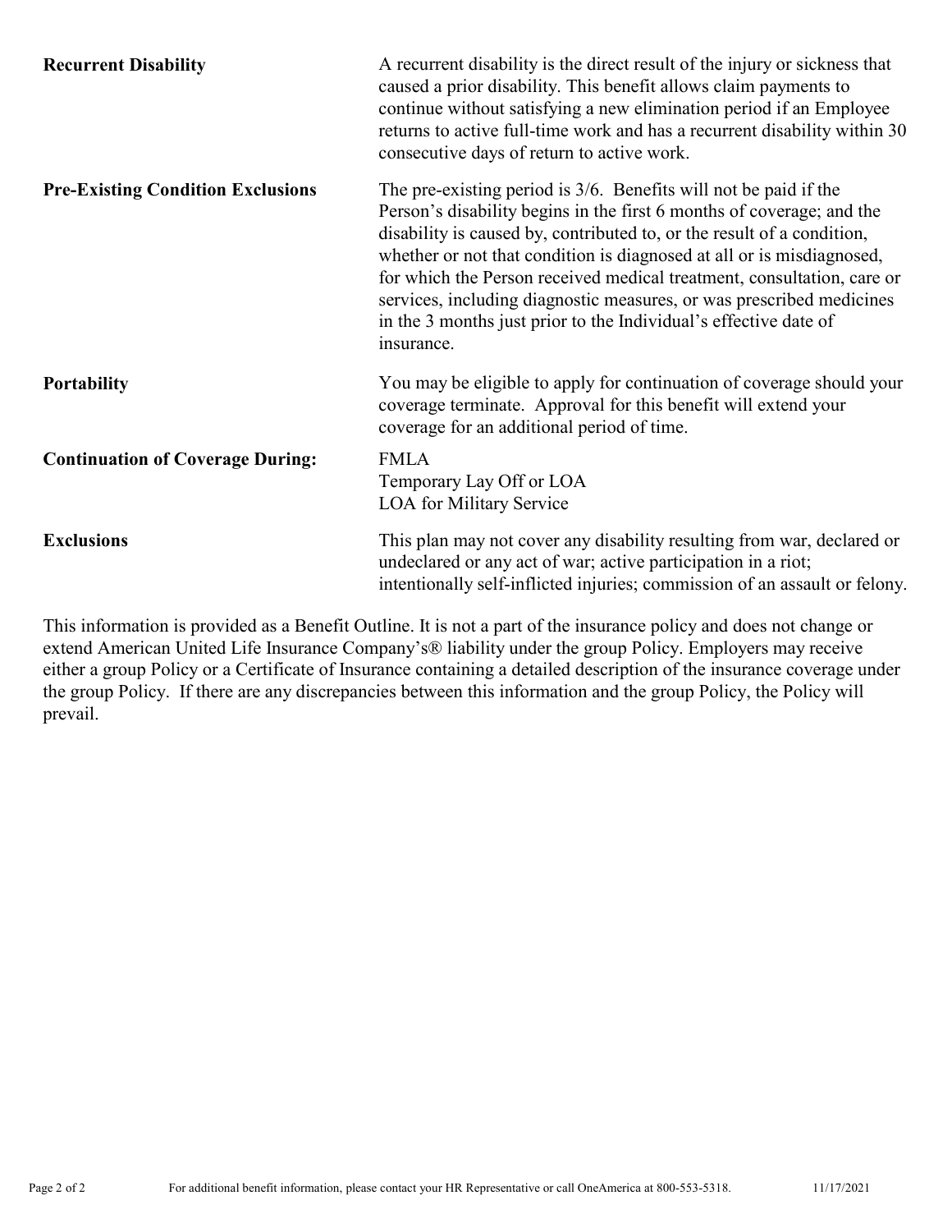| | |
|---|---|
| **Recurrent Disability** | A recurrent disability is the direct result of the injury or sickness that caused a prior disability. This benefit allows claim payments to continue without satisfying a new elimination period if an Employee returns to active full-time work and has a recurrent disability within 30 consecutive days of return to active work. |
| **Pre-Existing Condition Exclusions** | The pre-existing period is 3/6. Benefits will not be paid if the Person's disability begins in the first 6 months of coverage; and the disability is caused by, contributed to, or the result of a condition, whether or not that condition is diagnosed at all or is misdiagnosed, for which the Person received medical treatment, consultation, care or services, including diagnostic measures, or was prescribed medicines in the 3 months just prior to the Individual's effective date of insurance. |
| **Portability** | You may be eligible to apply for continuation of coverage should your coverage terminate. Approval for this benefit will extend your coverage for an additional period of time. |
| **Continuation of Coverage During:** | FMLA<br>Temporary Lay Off or LOA<br>LOA for Military Service |
| **Exclusions** | This plan may not cover any disability resulting from war, declared or undeclared or any act of war; active participation in a riot; intentionally self-inflicted injuries; commission of an assault or felony. |

This information is provided as a Benefit Outline. It is not a part of the insurance policy and does not change or extend American United Life Insurance Company's® liability under the group Policy. Employers may receive either a group Policy or a Certificate of Insurance containing a detailed description of the insurance coverage under the group Policy. If there are any discrepancies between this information and the group Policy, the Policy will prevail.

For additional benefit information, please contact your HR Representative or call OneAmerica at 800-553-5318.